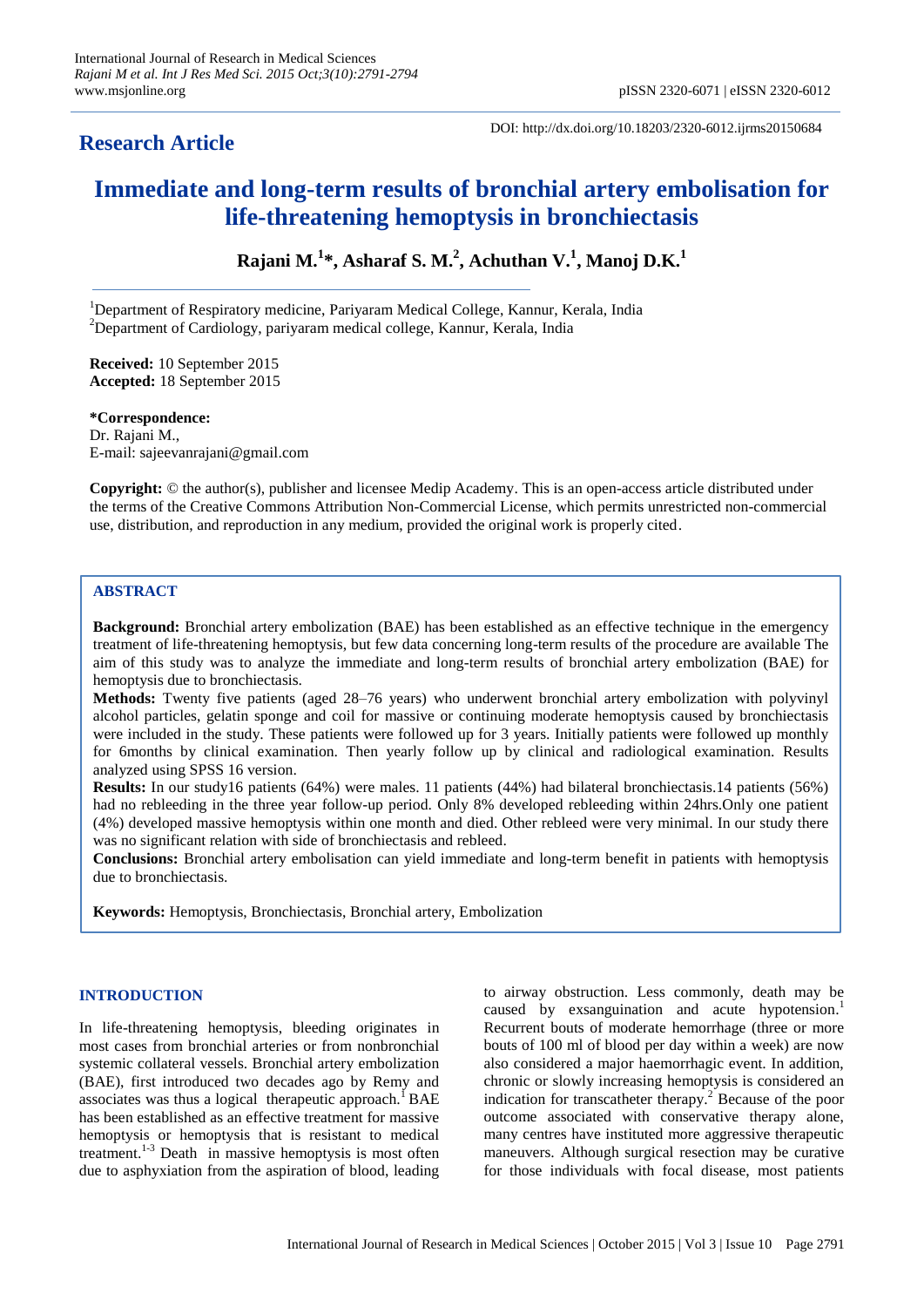**Research Article**

DOI: http://dx.doi.org/10.18203/2320-6012.ijrms20150684

# Immediate and long-term results of bronchial artery embolisation for life-threatening hemoptysis in bronchiectasis

**Rajani M.[1]*, Asharaf S. M.[2], Achuthan V.[1], Manoj D.K.[1]**

[1]Department of Respiratory medicine, Pariyaram Medical College, Kannur, Kerala, India
[2]Department of Cardiology, pariyaram medical college, Kannur, Kerala, India

**Received:** 10 September 2015
**Accepted:** 18 September 2015

***Correspondence:**
Dr. Rajani M.,
E-mail: sajeevanrajani@gmail.com

**Copyright:** © the author(s), publisher and licensee Medip Academy. This is an open-access article distributed under the terms of the Creative Commons Attribution Non-Commercial License, which permits unrestricted non-commercial use, distribution, and reproduction in any medium, provided the original work is properly cited.

## ABSTRACT

**Background:** Bronchial artery embolization (BAE) has been established as an effective technique in the emergency treatment of life-threatening hemoptysis, but few data concerning long-term results of the procedure are available The aim of this study was to analyze the immediate and long-term results of bronchial artery embolization (BAE) for hemoptysis due to bronchiectasis.

**Methods:** Twenty five patients (aged 28–76 years) who underwent bronchial artery embolization with polyvinyl alcohol particles, gelatin sponge and coil for massive or continuing moderate hemoptysis caused by bronchiectasis were included in the study. These patients were followed up for 3 years. Initially patients were followed up monthly for 6months by clinical examination. Then yearly follow up by clinical and radiological examination. Results analyzed using SPSS 16 version.

**Results:** In our study16 patients (64%) were males. 11 patients (44%) had bilateral bronchiectasis.14 patients (56%) had no rebleeding in the three year follow-up period. Only 8% developed rebleeding within 24hrs.Only one patient (4%) developed massive hemoptysis within one month and died. Other rebleed were very minimal. In our study there was no significant relation with side of bronchiectasis and rebleed.

**Conclusions:** Bronchial artery embolisation can yield immediate and long-term benefit in patients with hemoptysis due to bronchiectasis.

**Keywords:** Hemoptysis, Bronchiectasis, Bronchial artery, Embolization

## INTRODUCTION

In life-threatening hemoptysis, bleeding originates in most cases from bronchial arteries or from nonbronchial systemic collateral vessels. Bronchial artery embolization (BAE), first introduced two decades ago by Remy and associates was thus a logical therapeutic approach.[1] BAE has been established as an effective treatment for massive hemoptysis or hemoptysis that is resistant to medical treatment.[1-3] Death in massive hemoptysis is most often due to asphyxiation from the aspiration of blood, leading to airway obstruction. Less commonly, death may be caused by exsanguination and acute hypotension.[1] Recurrent bouts of moderate hemorrhage (three or more bouts of 100 ml of blood per day within a week) are now also considered a major haemorrhagic event. In addition, chronic or slowly increasing hemoptysis is considered an indication for transcatheter therapy.[2] Because of the poor outcome associated with conservative therapy alone, many centres have instituted more aggressive therapeutic maneuvers. Although surgical resection may be curative for those individuals with focal disease, most patients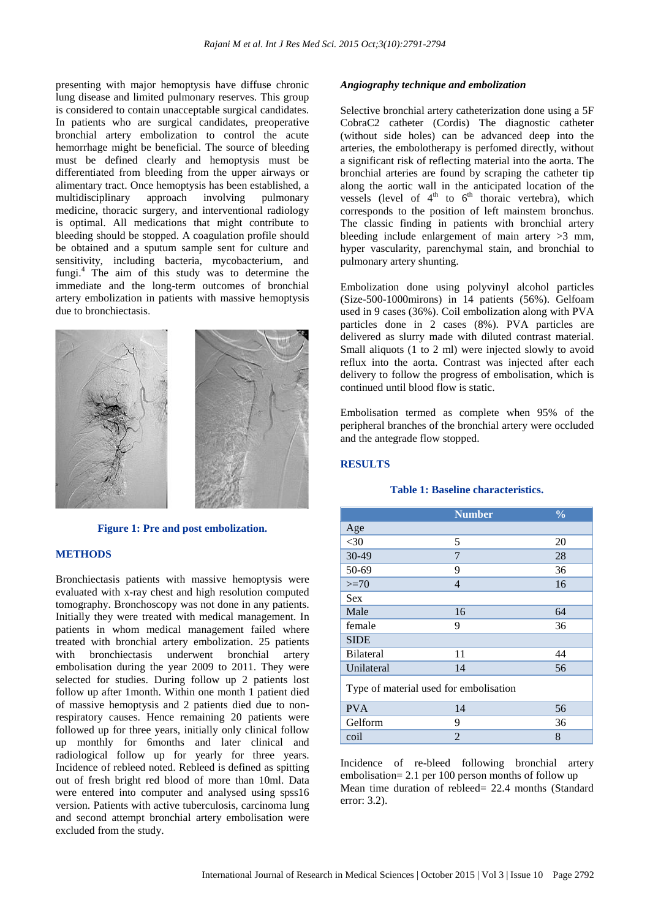presenting with major hemoptysis have diffuse chronic lung disease and limited pulmonary reserves. This group is considered to contain unacceptable surgical candidates. In patients who are surgical candidates, preoperative bronchial artery embolization to control the acute hemorrhage might be beneficial. The source of bleeding must be defined clearly and hemoptysis must be differentiated from bleeding from the upper airways or alimentary tract. Once hemoptysis has been established, a multidisciplinary approach involving pulmonary medicine, thoracic surgery, and interventional radiology is optimal. All medications that might contribute to bleeding should be stopped. A coagulation profile should be obtained and a sputum sample sent for culture and sensitivity, including bacteria, mycobacterium, and fungi.[4] The aim of this study was to determine the immediate and the long-term outcomes of bronchial artery embolization in patients with massive hemoptysis due to bronchiectasis.

**Figure 1: Pre and post embolization.**

## METHODS

Bronchiectasis patients with massive hemoptysis were evaluated with x-ray chest and high resolution computed tomography. Bronchoscopy was not done in any patients. Initially they were treated with medical management. In patients in whom medical management failed where treated with bronchial artery embolization. 25 patients with bronchiectasis underwent bronchial artery embolisation during the year 2009 to 2011. They were selected for studies. During follow up 2 patients lost follow up after 1month. Within one month 1 patient died of massive hemoptysis and 2 patients died due to non-respiratory causes. Hence remaining 20 patients were followed up for three years, initially only clinical follow up monthly for 6months and later clinical and radiological follow up for yearly for three years. Incidence of rebleed noted. Rebleed is defined as spitting out of fresh bright red blood of more than 10ml. Data were entered into computer and analysed using spss16 version. Patients with active tuberculosis, carcinoma lung and second attempt bronchial artery embolisation were excluded from the study.

### *Angiography technique and embolization*

Selective bronchial artery catheterization done using a 5F CobraC2 catheter (Cordis) The diagnostic catheter (without side holes) can be advanced deep into the arteries, the embolotherapy is perfomed directly, without a significant risk of reflecting material into the aorta. The bronchial arteries are found by scraping the catheter tip along the aortic wall in the anticipated location of the vessels (level of 4th to 6th thoracic vertebra), which corresponds to the position of left mainstem bronchus. The classic finding in patients with bronchial artery bleeding include enlargement of main artery >3 mm, hyper vascularity, parenchymal stain, and bronchial to pulmonary artery shunting.

Embolization done using polyvinyl alcohol particles (Size-500-1000mirons) in 14 patients (56%). Gelfoam used in 9 cases (36%). Coil embolization along with PVA particles done in 2 cases (8%). PVA particles are delivered as slurry made with diluted contrast material. Small aliquots (1 to 2 ml) were injected slowly to avoid reflux into the aorta. Contrast was injected after each delivery to follow the progress of embolisation, which is continued until blood flow is static.

Embolisation termed as complete when 95% of the peripheral branches of the bronchial artery were occluded and the antegrade flow stopped.

## RESULTS

**Table 1: Baseline characteristics.**

| | Number | % |
|---|---|---|
| Age | | |
| <30 | 5 | 20 |
| 30-49 | 7 | 28 |
| 50-69 | 9 | 36 |
| >=70 | 4 | 16 |
| Sex | | |
| Male | 16 | 64 |
| female | 9 | 36 |
| SIDE | | |
| Bilateral | 11 | 44 |
| Unilateral | 14 | 56 |
| Type of material used for embolisation | | |
| PVA | 14 | 56 |
| Gelform | 9 | 36 |
| coil | 2 | 8 |

Incidence of re-bleed following bronchial artery embolisation= 2.1 per 100 person months of follow up Mean time duration of rebleed= 22.4 months (Standard error: 3.2).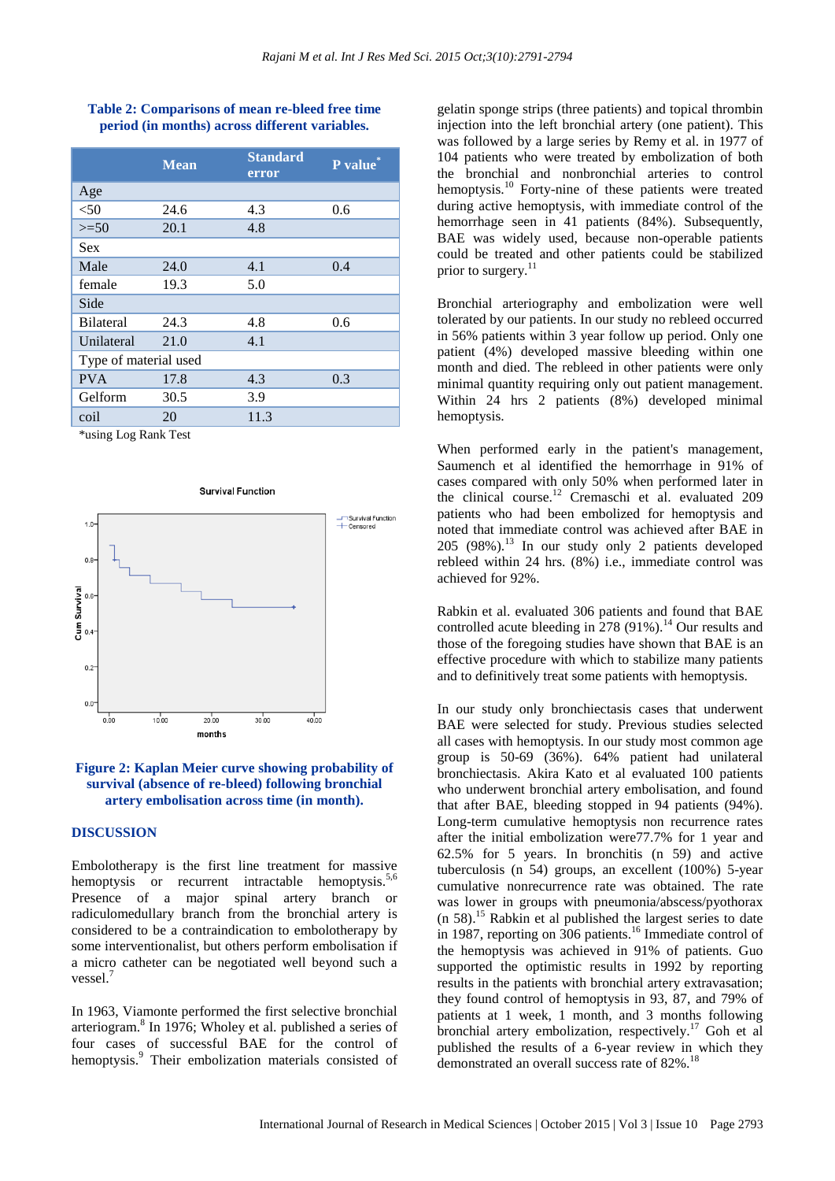**Table 2: Comparisons of mean re-bleed free time period (in months) across different variables.**

| | Mean | Standard error | P value* |
|---|---|---|---|
| Age | | | |
| <50 | 24.6 | 4.3 | 0.6 |
| >=50 | 20.1 | 4.8 | |
| Sex | | | |
| Male | 24.0 | 4.1 | 0.4 |
| female | 19.3 | 5.0 | |
| Side | | | |
| Bilateral | 24.3 | 4.8 | 0.6 |
| Unilateral | 21.0 | 4.1 | |
| Type of material used | | | |
| PVA | 17.8 | 4.3 | 0.3 |
| Gelform | 30.5 | 3.9 | |
| coil | 20 | 11.3 | |

*using Log Rank Test

**Figure 2: Kaplan Meier curve showing probability of survival (absence of re-bleed) following bronchial artery embolisation across time (in month).**

## DISCUSSION

Embolotherapy is the first line treatment for massive hemoptysis or recurrent intractable hemoptysis.[5,6] Presence of a major spinal artery branch or radiculomedullary branch from the bronchial artery is considered to be a contraindication to embolotherapy by some interventionalist, but others perform embolisation if a micro catheter can be negotiated well beyond such a vessel.[7]

In 1963, Viamonte performed the first selective bronchial arteriogram.[8] In 1976; Wholey et al. published a series of four cases of successful BAE for the control of hemoptysis.[9] Their embolization materials consisted of gelatin sponge strips (three patients) and topical thrombin injection into the left bronchial artery (one patient). This was followed by a large series by Remy et al. in 1977 of 104 patients who were treated by embolization of both the bronchial and nonbronchial arteries to control hemoptysis.[10] Forty-nine of these patients were treated during active hemoptysis, with immediate control of the hemorrhage seen in 41 patients (84%). Subsequently, BAE was widely used, because non-operable patients could be treated and other patients could be stabilized prior to surgery.[11]

Bronchial arteriography and embolization were well tolerated by our patients. In our study no rebleed occurred in 56% patients within 3 year follow up period. Only one patient (4%) developed massive bleeding within one month and died. The rebleed in other patients were only minimal quantity requiring only out patient management. Within 24 hrs 2 patients (8%) developed minimal hemoptysis.

When performed early in the patient's management, Saumench et al identified the hemorrhage in 91% of cases compared with only 50% when performed later in the clinical course.[12] Cremaschi et al. evaluated 209 patients who had been embolized for hemoptysis and noted that immediate control was achieved after BAE in 205 (98%).[13] In our study only 2 patients developed rebleed within 24 hrs. (8%) i.e., immediate control was achieved for 92%.

Rabkin et al. evaluated 306 patients and found that BAE controlled acute bleeding in 278 (91%).[14] Our results and those of the foregoing studies have shown that BAE is an effective procedure with which to stabilize many patients and to definitively treat some patients with hemoptysis.

In our study only bronchiectasis cases that underwent BAE were selected for study. Previous studies selected all cases with hemoptysis. In our study most common age group is 50-69 (36%). 64% patient had unilateral bronchiectasis. Akira Kato et al evaluated 100 patients who underwent bronchial artery embolisation, and found that after BAE, bleeding stopped in 94 patients (94%). Long-term cumulative hemoptysis non recurrence rates after the initial embolization were77.7% for 1 year and 62.5% for 5 years. In bronchitis (n 59) and active tuberculosis (n 54) groups, an excellent (100%) 5-year cumulative nonrecurrence rate was obtained. The rate was lower in groups with pneumonia/abscess/pyothorax (n 58).[15] Rabkin et al published the largest series to date in 1987, reporting on 306 patients.[16] Immediate control of the hemoptysis was achieved in 91% of patients. Guo supported the optimistic results in 1992 by reporting results in the patients with bronchial artery extravasation; they found control of hemoptysis in 93, 87, and 79% of patients at 1 week, 1 month, and 3 months following bronchial artery embolization, respectively.[17] Goh et al published the results of a 6-year review in which they demonstrated an overall success rate of 82%.[18]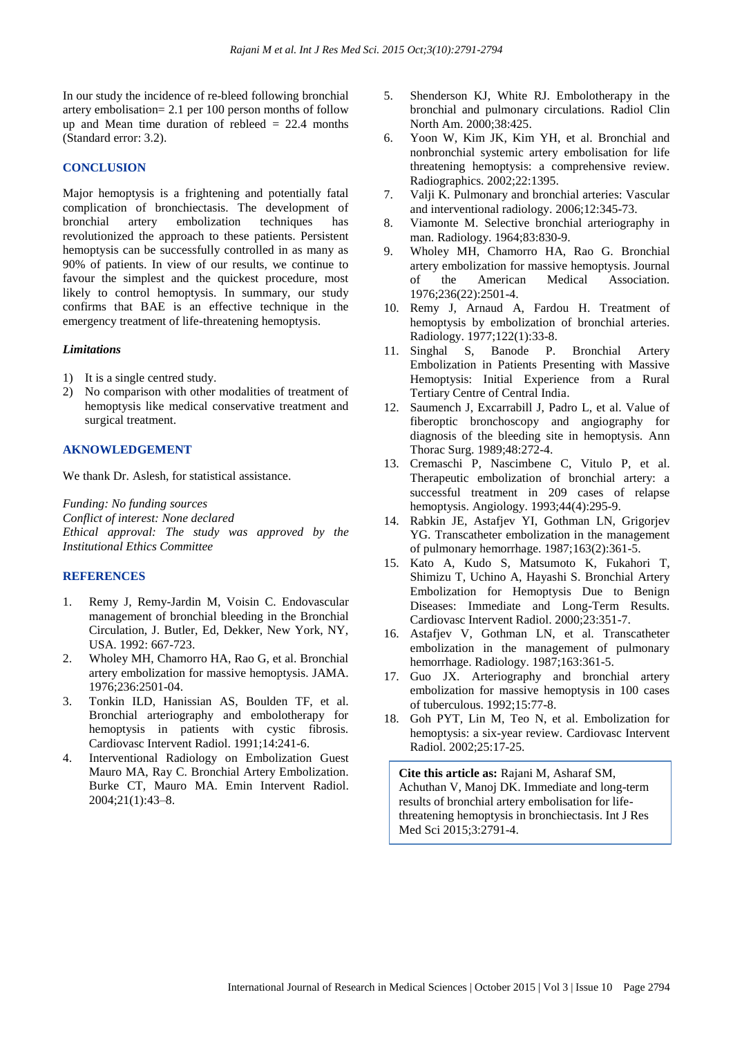In our study the incidence of re-bleed following bronchial artery embolisation= 2.1 per 100 person months of follow up and Mean time duration of rebleed = 22.4 months (Standard error: 3.2).

## CONCLUSION

Major hemoptysis is a frightening and potentially fatal complication of bronchiectasis. The development of bronchial artery embolization techniques has revolutionized the approach to these patients. Persistent hemoptysis can be successfully controlled in as many as 90% of patients. In view of our results, we continue to favour the simplest and the quickest procedure, most likely to control hemoptysis. In summary, our study confirms that BAE is an effective technique in the emergency treatment of life-threatening hemoptysis.

### *Limitations*

1) It is a single centred study.
2) No comparison with other modalities of treatment of hemoptysis like medical conservative treatment and surgical treatment.

## AKNOWLEDGEMENT

We thank Dr. Aslesh, for statistical assistance.

*Funding: No funding sources*
*Conflict of interest: None declared*
*Ethical approval: The study was approved by the Institutional Ethics Committee*

## REFERENCES

1. Remy J, Remy-Jardin M, Voisin C. Endovascular management of bronchial bleeding in the Bronchial Circulation, J. Butler, Ed, Dekker, New York, NY, USA. 1992: 667-723.
2. Wholey MH, Chamorro HA, Rao G, et al. Bronchial artery embolization for massive hemoptysis. JAMA. 1976;236:2501-04.
3. Tonkin ILD, Hanissian AS, Boulden TF, et al. Bronchial arteriography and embolotherapy for hemoptysis in patients with cystic fibrosis. Cardiovasc Intervent Radiol. 1991;14:241-6.
4. Interventional Radiology on Embolization Guest Mauro MA, Ray C. Bronchial Artery Embolization. Burke CT, Mauro MA. Emin Intervent Radiol. 2004;21(1):43–8.
5. Shenderson KJ, White RJ. Embolotherapy in the bronchial and pulmonary circulations. Radiol Clin North Am. 2000;38:425.
6. Yoon W, Kim JK, Kim YH, et al. Bronchial and nonbronchial systemic artery embolisation for life threatening hemoptysis: a comprehensive review. Radiographics. 2002;22:1395.
7. Valji K. Pulmonary and bronchial arteries: Vascular and interventional radiology. 2006;12:345-73.
8. Viamonte M. Selective bronchial arteriography in man. Radiology. 1964;83:830-9.
9. Wholey MH, Chamorro HA, Rao G. Bronchial artery embolization for massive hemoptysis. Journal of the American Medical Association. 1976;236(22):2501-4.
10. Remy J, Arnaud A, Fardou H. Treatment of hemoptysis by embolization of bronchial arteries. Radiology. 1977;122(1):33-8.
11. Singhal S, Banode P. Bronchial Artery Embolization in Patients Presenting with Massive Hemoptysis: Initial Experience from a Rural Tertiary Centre of Central India.
12. Saumench J, Excarrabill J, Padro L, et al. Value of fiberoptic bronchoscopy and angiography for diagnosis of the bleeding site in hemoptysis. Ann Thorac Surg. 1989;48:272-4.
13. Cremaschi P, Nascimbene C, Vitulo P, et al. Therapeutic embolization of bronchial artery: a successful treatment in 209 cases of relapse hemoptysis. Angiology. 1993;44(4):295-9.
14. Rabkin JE, Astafjev YI, Gothman LN, Grigorjev YG. Transcatheter embolization in the management of pulmonary hemorrhage. 1987;163(2):361-5.
15. Kato A, Kudo S, Matsumoto K, Fukahori T, Shimizu T, Uchino A, Hayashi S. Bronchial Artery Embolization for Hemoptysis Due to Benign Diseases: Immediate and Long-Term Results. Cardiovasc Intervent Radiol. 2000;23:351-7.
16. Astafjev V, Gothman LN, et al. Transcatheter embolization in the management of pulmonary hemorrhage. Radiology. 1987;163:361-5.
17. Guo JX. Arteriography and bronchial artery embolization for massive hemoptysis in 100 cases of tuberculous. 1992;15:77-8.
18. Goh PYT, Lin M, Teo N, et al. Embolization for hemoptysis: a six-year review. Cardiovasc Intervent Radiol. 2002;25:17-25.

**Cite this article as:** Rajani M, Asharaf SM, Achuthan V, Manoj DK. Immediate and long-term results of bronchial artery embolisation for life-threatening hemoptysis in bronchiectasis. Int J Res Med Sci 2015;3:2791-4.